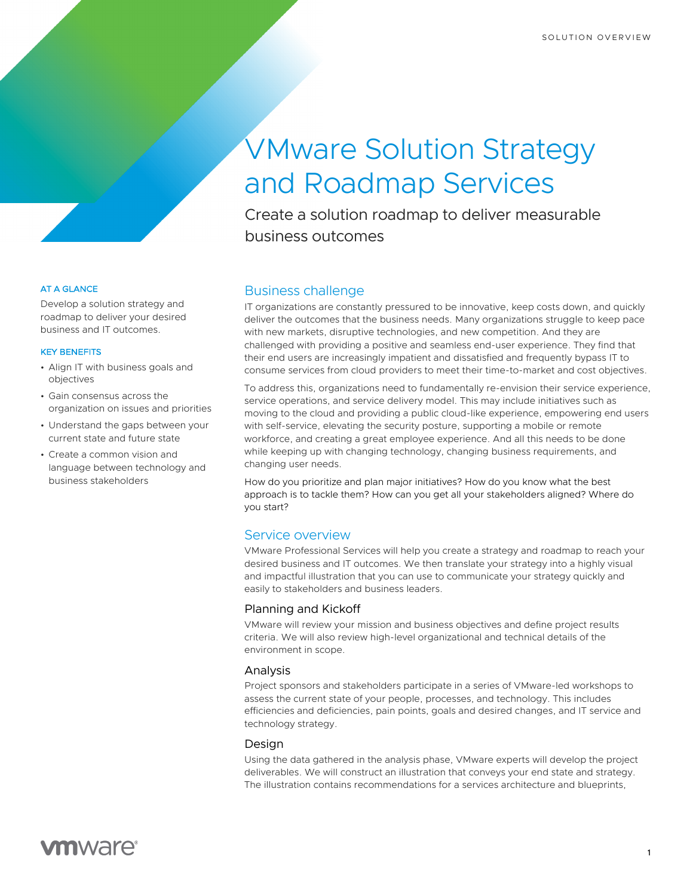SOLUTION OVERVIEW

# VMware Solution Strategy and Roadmap Services

Create a solution roadmap to deliver measurable business outcomes

### AT A GLANCE

Develop a solution strategy and roadmap to deliver your desired business and IT outcomes.

### KEY BENEFITS

- Align IT with business goals and objectives
- Gain consensus across the organization on issues and priorities
- Understand the gaps between your current state and future state
- Create a common vision and language between technology and business stakeholders

## Business challenge

IT organizations are constantly pressured to be innovative, keep costs down, and quickly deliver the outcomes that the business needs. Many organizations struggle to keep pace with new markets, disruptive technologies, and new competition. And they are challenged with providing a positive and seamless end-user experience. They find that their end users are increasingly impatient and dissatisfied and frequently bypass IT to consume services from cloud providers to meet their time-to-market and cost objectives.

To address this, organizations need to fundamentally re-envision their service experience, service operations, and service delivery model. This may include initiatives such as moving to the cloud and providing a public cloud-like experience, empowering end users with self-service, elevating the security posture, supporting a mobile or remote workforce, and creating a great employee experience. And all this needs to be done while keeping up with changing technology, changing business requirements, and changing user needs.

How do you prioritize and plan major initiatives? How do you know what the best approach is to tackle them? How can you get all your stakeholders aligned? Where do you start?

## Service overview

VMware Professional Services will help you create a strategy and roadmap to reach your desired business and IT outcomes. We then translate your strategy into a highly visual and impactful illustration that you can use to communicate your strategy quickly and easily to stakeholders and business leaders.

### Planning and Kickoff

VMware will review your mission and business objectives and define project results criteria. We will also review high-level organizational and technical details of the environment in scope.

### Analysis

Project sponsors and stakeholders participate in a series of VMware-led workshops to assess the current state of your people, processes, and technology. This includes efficiencies and deficiencies, pain points, goals and desired changes, and IT service and technology strategy.

### Design

Using the data gathered in the analysis phase, VMware experts will develop the project deliverables. We will construct an illustration that conveys your end state and strategy. The illustration contains recommendations for a services architecture and blueprints,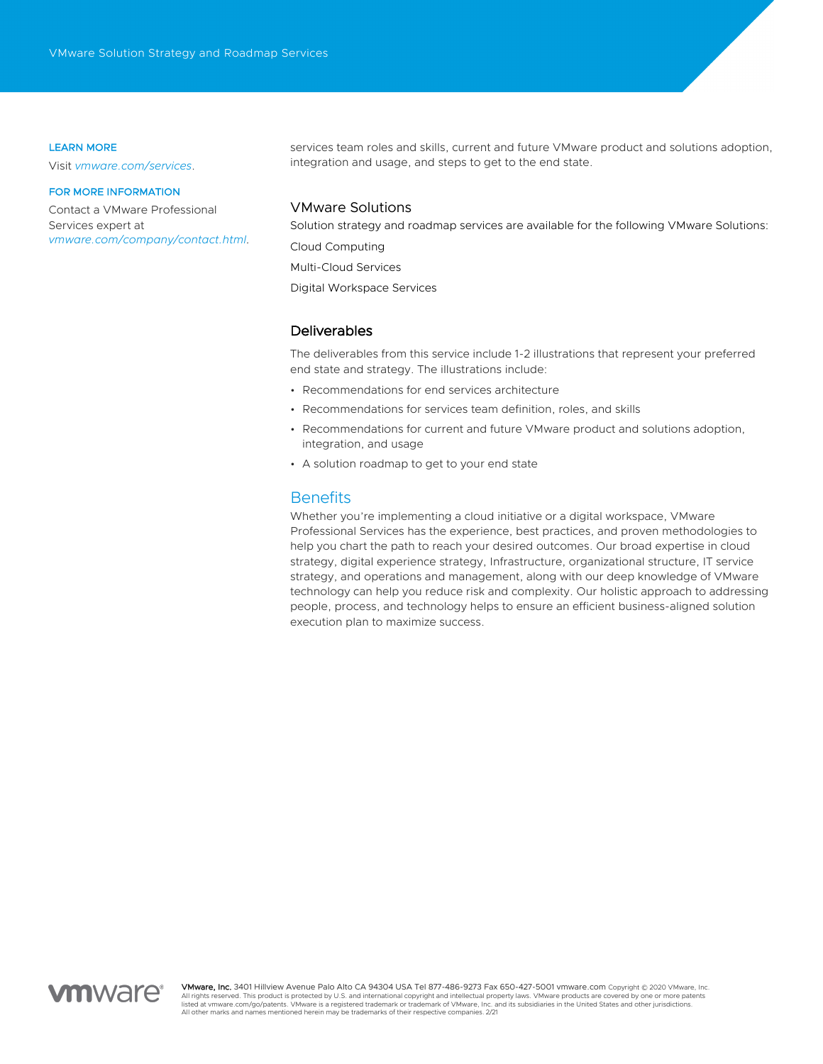**LEARN MORE**

Visit *vmware.com/services*.

**FOR MORE INFORMATION**

Contact a VMware Professional Services expert at *vmware.com/company/contact.html*.

services team roles and skills, current and future VMware product and solutions adoption, integration and usage, and steps to get to the end state.

### VMware Solutions

Solution strategy and roadmap services are available for the following VMware Solutions:

Cloud Computing

Multi-Cloud Services

Digital Workspace Services

### Deliverables

The deliverables from this service include 1-2 illustrations that represent your preferred end state and strategy. The illustrations include:

- Recommendations for end services architecture
- Recommendations for services team definition, roles, and skills
- Recommendations for current and future VMware product and solutions adoption, integration, and usage
- A solution roadmap to get to your end state

## Benefits

Whether you're implementing a cloud initiative or a digital workspace, VMware Professional Services has the experience, best practices, and proven methodologies to help you chart the path to reach your desired outcomes. Our broad expertise in cloud strategy, digital experience strategy, Infrastructure, organizational structure, IT service strategy, and operations and management, along with our deep knowledge of VMware technology can help you reduce risk and complexity. Our holistic approach to addressing people, process, and technology helps to ensure an efficient business-aligned solution execution plan to maximize success.

**VMware, Inc.** 3401 Hillview Avenue Palo Alto CA 94304 USA Tel 877-486-9273 Fax 650-427-5001 vmware.com Copyright © 2020 VMware, Inc. All rights reserved. This product is protected by U.S. and international copyright and intellectual property laws. VMware products are covered by one or more patents listed at vmware.com/go/patents. VMware is a registered trademark or trademark of VMware, Inc. and its subsidiaries in the United States and other jurisdictions. All other marks and names mentioned herein may be trademarks of their respective companies. 2/21